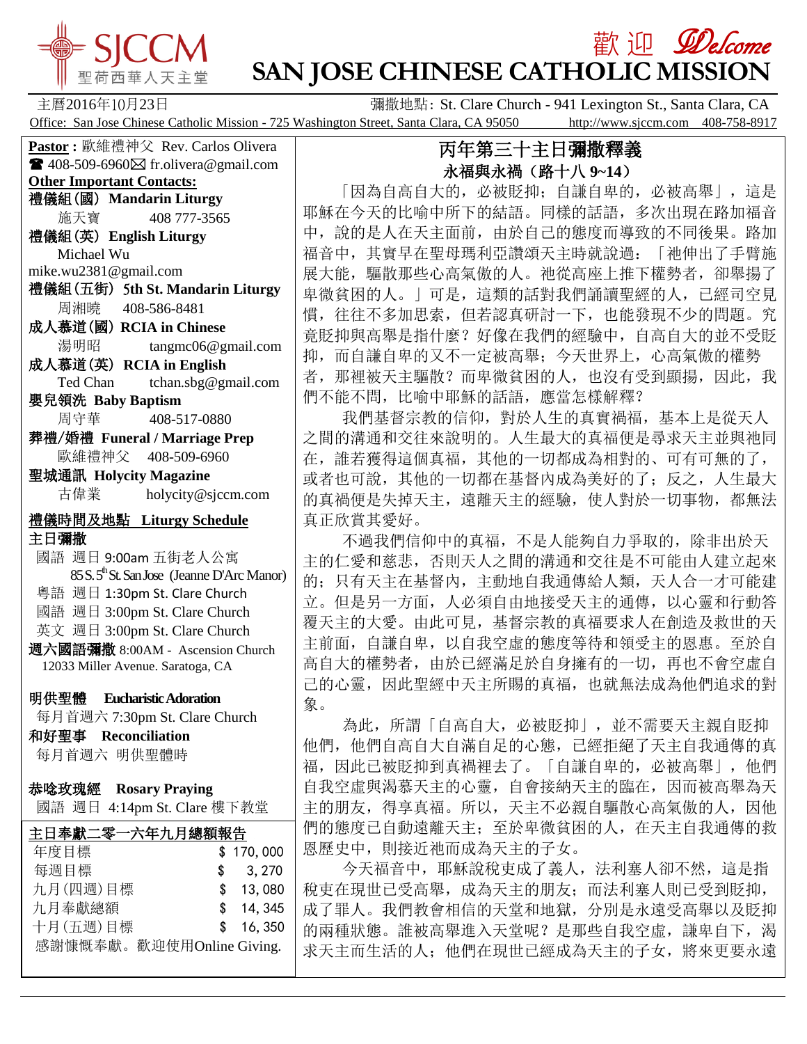SJCCM 聖荷西華人天主堂

# 歡迎 Welcome
# SAN JOSE CHINESE CATHOLIC MISSION

主曆2016年10月23日　　彌撒地點: St. Clare Church - 941 Lexington St., Santa Clara, CA

Office: San Jose Chinese Catholic Mission - 725 Washington Street, Santa Clara, CA 95050　http://www.sjccm.com　408-758-8917

**Pastor :** 歐維禮神父 Rev. Carlos Olivera
☎ 408-509-6960 ✉ fr.olivera@gmail.com

**Other Important Contacts:**

**禮儀組(國) Mandarin Liturgy**
施天寶　408 777-3565

**禮儀組(英) English Liturgy**
Michael Wu
mike.wu2381@gmail.com

**禮儀組(五街) 5th St. Mandarin Liturgy**
周湘曉　408-586-8481

**成人慕道(國) RCIA in Chinese**
湯明昭　tangmc06@gmail.com

**成人慕道(英) RCIA in English**
Ted Chan　tchan.sbg@gmail.com

**嬰兒領洗 Baby Baptism**
周守華　408-517-0880

**葬禮/婚禮 Funeral / Marriage Prep**
歐維禮神父　408-509-6960

**聖城通訊 Holycity Magazine**
古偉業　holycity@sjccm.com

**禮儀時間及地點 Liturgy Schedule**

**主日彌撒**
國語 週日 9:00am 五街老人公寓
85 S. 5th St. San Jose (Jeanne D'Arc Manor)
粵語 週日 1:30pm St. Clare Church
國語 週日 3:00pm St. Clare Church
英文 週日 3:00pm St. Clare Church

**週六國語彌撒** 8:00AM - Ascension Church
12033 Miller Avenue. Saratoga, CA

**明供聖體 Eucharistic Adoration**
每月首週六 7:30pm St. Clare Church

**和好聖事 Reconciliation**
每月首週六 明供聖體時

**恭唸玫瑰經 Rosary Praying**
國語 週日 4:14pm St. Clare 樓下教堂

**主日奉獻二零一六年九月總額報告**

| | |
|---|---|
| 年度目標 | $ 170, 000 |
| 每週目標 | $ 3, 270 |
| 九月(四週)目標 | $ 13, 080 |
| 九月奉獻總額 | $ 14, 345 |
| 十月(五週)目標 | $ 16, 350 |

感謝慷慨奉獻。歡迎使用Online Giving.

## 丙年第三十主日彌撒釋義
### 永福與永禍（路十八 9~14）

「因為自高自大的，必被貶抑；自謙自卑的，必被高舉」，這是耶穌在今天的比喻中所下的結語。同樣的話語，多次出現在路加福音中，說的是人在天主面前，由於自己的態度而導致的不同後果。路加福音中，其實早在聖母瑪利亞讚頌天主時就說過：「祂伸出了手臂施展大能，驅散那些心高氣傲的人。祂從高座上推下權勢者，卻舉揚了卑微貧困的人。」可是，這類的話對我們誦讀聖經的人，已經司空見慣，往往不多加思索，但若認真研討一下，也能發現不少的問題。究竟貶抑與高舉是指什麼？好像在我們的經驗中，自高自大的並不受貶抑，而自謙自卑的又不一定被高舉；今天世界上，心高氣傲的權勢者，那裡被天主驅散？而卑微貧困的人，也沒有受到顯揚，因此，我們不能不問，比喻中耶穌的話語，應當怎樣解釋？

我們基督宗教的信仰，對於人生的真實禍福，基本上是從天人之間的溝通和交往來說明的。人生最大的真福便是尋求天主並與祂同在，誰若獲得這個真福，其他的一切都成為相對的、可有可無的了，或者也可說，其他的一切都在基督內成為美好的了；反之，人生最大的真禍便是失掉天主，遠離天主的經驗，使人對於一切事物，都無法真正欣賞其愛好。

不過我們信仰中的真福，不是人能夠自力爭取的，除非出於天主的仁愛和慈悲，否則天人之間的溝通和交往是不可能由人建立起來的；只有天主在基督內，主動地自我通傳給人類，天人合一才可能建立。但是另一方面，人必須自由地接受天主的通傳，以心靈和行動答覆天主的大愛。由此可見，基督宗教的真福要求人在創造及救世的天主前面，自謙自卑，以自我空虛的態度等待和領受主的恩惠。至於自高自大的權勢者，由於已經滿足於自身擁有的一切，再也不會空虛自己的心靈，因此聖經中天主所賜的真福，也就無法成為他們追求的對象。

為此，所謂「自高自大，必被貶抑」，並不需要天主親自貶抑他們，他們自高自大自滿自足的心態，已經拒絕了天主自我通傳的真福，因此已被貶抑到真禍裡去了。「自謙自卑的，必被高舉」，他們自我空虛與渴慕天主的心靈，自會接納天主的臨在，因而被高舉為天主的朋友，得享真福。所以，天主不必親自驅散心高氣傲的人，因他們的態度已自動遠離天主；至於卑微貧困的人，在天主自我通傳的救恩歷史中，則接近祂而成為天主的子女。

今天福音中，耶穌說稅吏成了義人，法利塞人卻不然，這是指稅吏在現世已受高舉，成為天主的朋友；而法利塞人則已受到貶抑，成了罪人。我們教會相信的天堂和地獄，分別是永遠受高舉以及貶抑的兩種狀態。誰被高舉進入天堂呢？是那些自我空虛，謙卑自下，渴求天主而生活的人；他們在現世已經成為天主的子女，將來更要永遠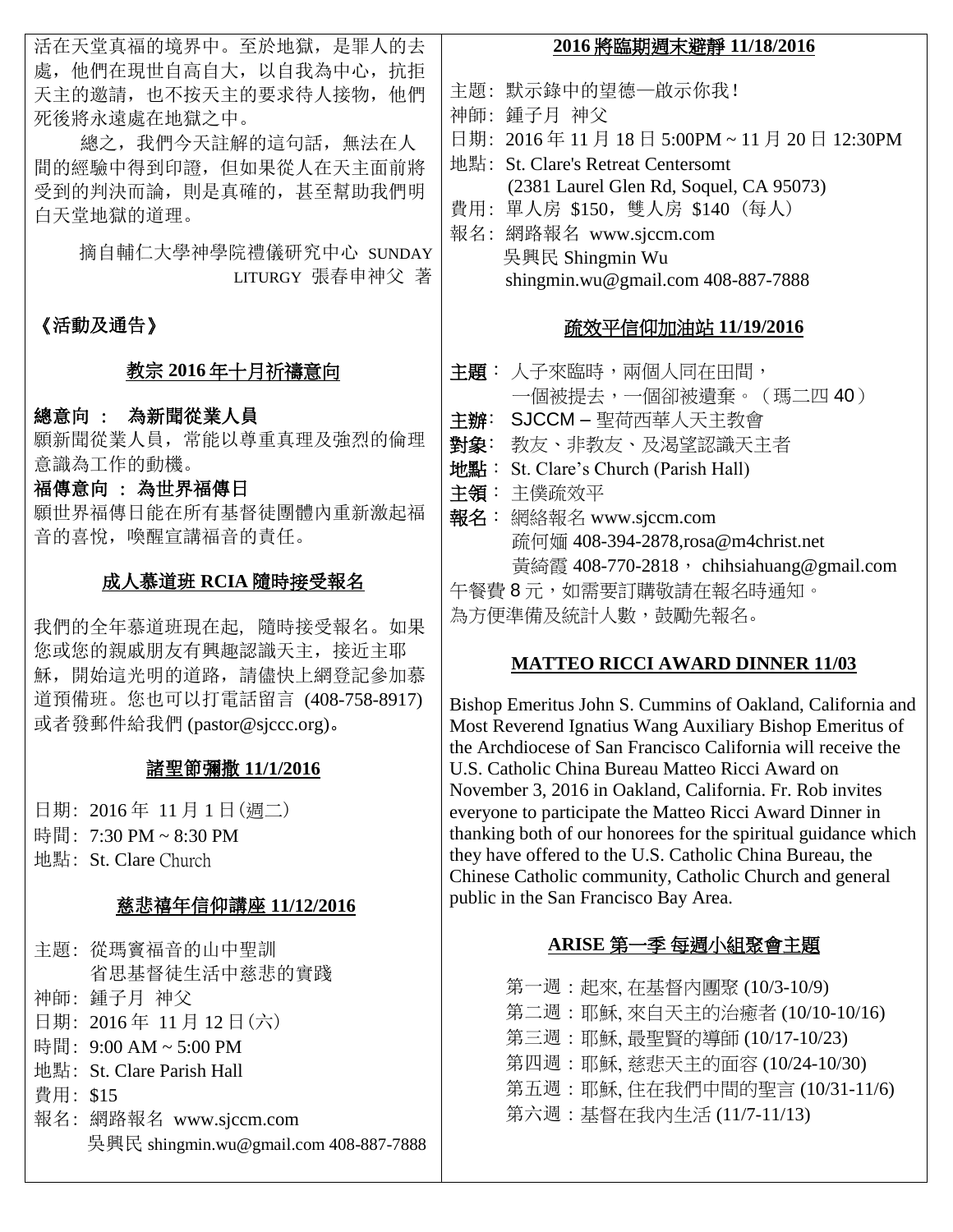活在天堂真福的境界中。至於地獄，是罪人的去處，他們在現世自高自大，以自我為中心，抗拒天主的邀請，也不按天主的要求待人接物，他們死後將永遠處在地獄之中。

總之，我們今天註解的這句話，無法在人間的經驗中得到印證，但如果從人在天主面前將受到的判決而論，則是真確的，甚至幫助我們明白天堂地獄的道理。

摘自輔仁大學神學院禮儀研究中心 SUNDAY LITURGY 張春申神父 著

## 《活動及通告》

### 教宗 2016 年十月祈禱意向

**總意向 ： 為新聞從業人員**

願新聞從業人員，常能以尊重真理及強烈的倫理意識為工作的動機。

**福傳意向 ： 為世界福傳日**

願世界福傳日能在所有基督徒團體內重新激起福音的喜悅，喚醒宣講福音的責任。

### 成人慕道班 RCIA 隨時接受報名

我們的全年慕道班現在起，隨時接受報名。如果您或您的親戚朋友有興趣認識天主，接近主耶穌，開始這光明的道路，請儘快上網登記參加慕道預備班。您也可以打電話留言 (408-758-8917) 或者發郵件給我們 (pastor@sjccc.org)。

### 諸聖節彌撒 11/1/2016

日期: 2016 年 11 月 1 日(週二)
時間: 7:30 PM ~ 8:30 PM
地點: St. Clare Church

### 慈悲禧年信仰講座 11/12/2016

主題: 從瑪竇福音的山中聖訓
　　　省思基督徒生活中慈悲的實踐
神師: 鍾子月 神父
日期: 2016 年 11 月 12 日(六)
時間: 9:00 AM ~ 5:00 PM
地點: St. Clare Parish Hall
費用: $15
報名: 網路報名 www.sjccm.com
　　　吳興民 shingmin.wu@gmail.com 408-887-7888

### 2016 將臨期週末避靜 11/18/2016

主題: 默示錄中的望德—啟示你我!
神師: 鍾子月 神父
日期: 2016 年 11 月 18 日 5:00PM ~ 11 月 20 日 12:30PM
地點: St. Clare's Retreat Centersomt
　　　(2381 Laurel Glen Rd, Soquel, CA 95073)
費用: 單人房 $150，雙人房 $140（每人）
報名: 網路報名 www.sjccm.com
　　　吳興民 Shingmin Wu
　　　shingmin.wu@gmail.com 408-887-7888

### 疏效平信仰加油站 11/19/2016

**主題**: 人子來臨時，兩個人同在田間，
　　　一個被提去，一個卻被遺棄。（瑪二四 40）
**主辦**: SJCCM – 聖荷西華人天主教會
**對象**: 教友、非教友、及渴望認識天主者
**地點**: St. Clare's Church (Parish Hall)
**主領**: 主僕疏效平
**報名**: 網絡報名 www.sjccm.com
　　　疏何婳 408-394-2878,rosa@m4christ.net
　　　黃綺霞 408-770-2818， chihsiahuang@gmail.com

午餐費 8 元，如需要訂購敬請在報名時通知。
為方便準備及統計人數，鼓勵先報名。

### MATTEO RICCI AWARD DINNER 11/03

Bishop Emeritus John S. Cummins of Oakland, California and Most Reverend Ignatius Wang Auxiliary Bishop Emeritus of the Archdiocese of San Francisco California will receive the U.S. Catholic China Bureau Matteo Ricci Award on November 3, 2016 in Oakland, California. Fr. Rob invites everyone to participate the Matteo Ricci Award Dinner in thanking both of our honorees for the spiritual guidance which they have offered to the U.S. Catholic China Bureau, the Chinese Catholic community, Catholic Church and general public in the San Francisco Bay Area.

### ARISE 第一季 每週小組聚會主題

第一週：起來, 在基督內團聚 (10/3-10/9)
第二週：耶穌, 來自天主的治癒者 (10/10-10/16)
第三週：耶穌, 最聖賢的導師 (10/17-10/23)
第四週：耶穌, 慈悲天主的面容 (10/24-10/30)
第五週：耶穌, 住在我們中間的聖言 (10/31-11/6)
第六週：基督在我內生活 (11/7-11/13)